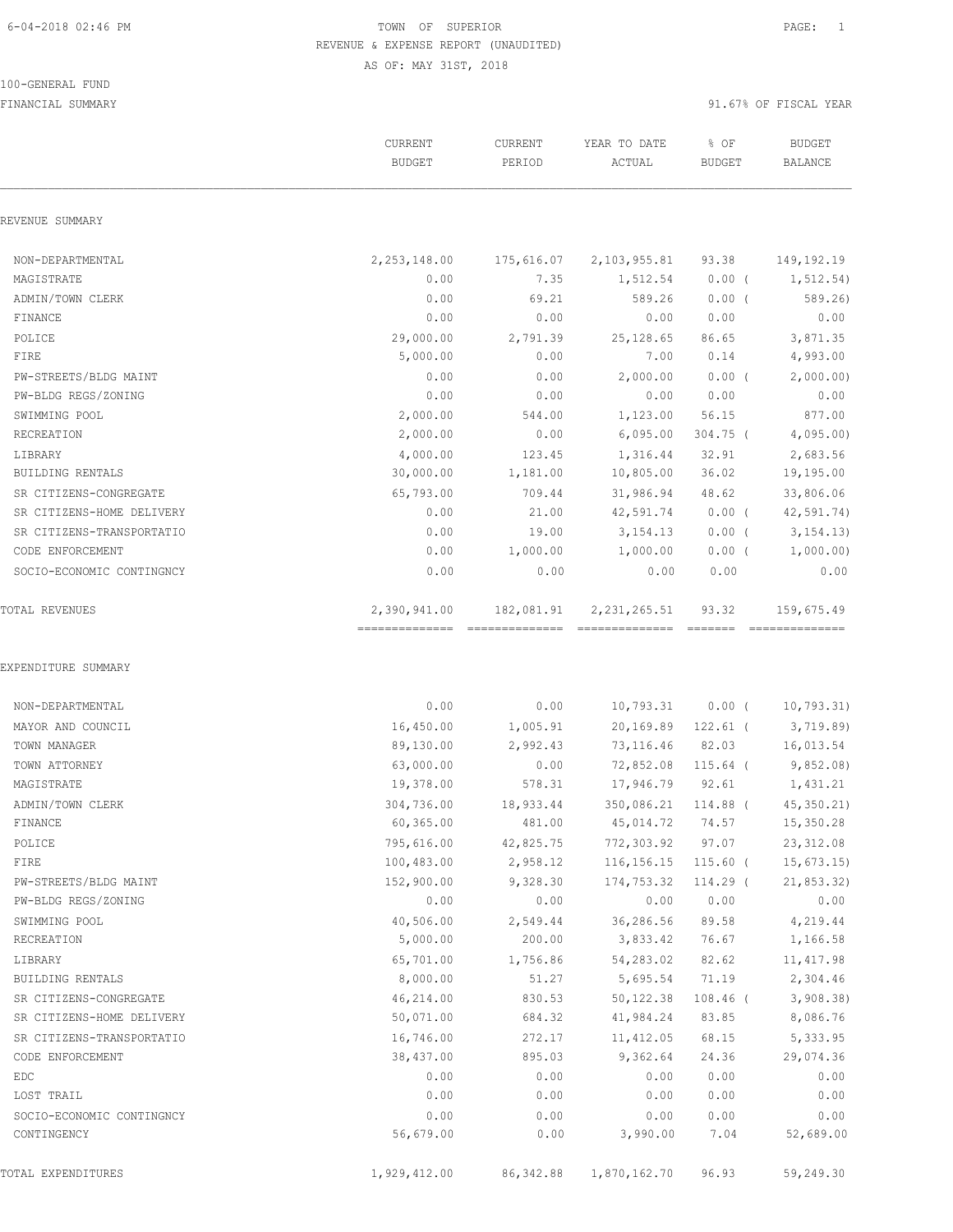6-04-2018 02:46 PM

TOWN OF SUPERIOR

REVENUE & EXPENSE REPORT (UNAUDITED)

AS OF: MAY 31ST, 2018

100-GENERAL FUND

FINANCIAL SUMMARY

91.67% OF FISCAL YEAR

| | CURRENT BUDGET | CURRENT PERIOD | YEAR TO DATE ACTUAL | % OF BUDGET | BUDGET BALANCE |
|---|---|---|---|---|---|
| **REVENUE SUMMARY** | | | | | |
| NON-DEPARTMENTAL | 2,253,148.00 | 175,616.07 | 2,103,955.81 | 93.38 | 149,192.19 |
| MAGISTRATE | 0.00 | 7.35 | 1,512.54 | 0.00 ( | 1,512.54) |
| ADMIN/TOWN CLERK | 0.00 | 69.21 | 589.26 | 0.00 ( | 589.26) |
| FINANCE | 0.00 | 0.00 | 0.00 | 0.00 | 0.00 |
| POLICE | 29,000.00 | 2,791.39 | 25,128.65 | 86.65 | 3,871.35 |
| FIRE | 5,000.00 | 0.00 | 7.00 | 0.14 | 4,993.00 |
| PW-STREETS/BLDG MAINT | 0.00 | 0.00 | 2,000.00 | 0.00 ( | 2,000.00) |
| PW-BLDG REGS/ZONING | 0.00 | 0.00 | 0.00 | 0.00 | 0.00 |
| SWIMMING POOL | 2,000.00 | 544.00 | 1,123.00 | 56.15 | 877.00 |
| RECREATION | 2,000.00 | 0.00 | 6,095.00 | 304.75 ( | 4,095.00) |
| LIBRARY | 4,000.00 | 123.45 | 1,316.44 | 32.91 | 2,683.56 |
| BUILDING RENTALS | 30,000.00 | 1,181.00 | 10,805.00 | 36.02 | 19,195.00 |
| SR CITIZENS-CONGREGATE | 65,793.00 | 709.44 | 31,986.94 | 48.62 | 33,806.06 |
| SR CITIZENS-HOME DELIVERY | 0.00 | 21.00 | 42,591.74 | 0.00 ( | 42,591.74) |
| SR CITIZENS-TRANSPORTATIO | 0.00 | 19.00 | 3,154.13 | 0.00 ( | 3,154.13) |
| CODE ENFORCEMENT | 0.00 | 1,000.00 | 1,000.00 | 0.00 ( | 1,000.00) |
| SOCIO-ECONOMIC CONTINGNCY | 0.00 | 0.00 | 0.00 | 0.00 | 0.00 |
| TOTAL REVENUES | 2,390,941.00 | 182,081.91 | 2,231,265.51 | 93.32 | 159,675.49 |
| **EXPENDITURE SUMMARY** | | | | | |
| NON-DEPARTMENTAL | 0.00 | 0.00 | 10,793.31 | 0.00 ( | 10,793.31) |
| MAYOR AND COUNCIL | 16,450.00 | 1,005.91 | 20,169.89 | 122.61 ( | 3,719.89) |
| TOWN MANAGER | 89,130.00 | 2,992.43 | 73,116.46 | 82.03 | 16,013.54 |
| TOWN ATTORNEY | 63,000.00 | 0.00 | 72,852.08 | 115.64 ( | 9,852.08) |
| MAGISTRATE | 19,378.00 | 578.31 | 17,946.79 | 92.61 | 1,431.21 |
| ADMIN/TOWN CLERK | 304,736.00 | 18,933.44 | 350,086.21 | 114.88 ( | 45,350.21) |
| FINANCE | 60,365.00 | 481.00 | 45,014.72 | 74.57 | 15,350.28 |
| POLICE | 795,616.00 | 42,825.75 | 772,303.92 | 97.07 | 23,312.08 |
| FIRE | 100,483.00 | 2,958.12 | 116,156.15 | 115.60 ( | 15,673.15) |
| PW-STREETS/BLDG MAINT | 152,900.00 | 9,328.30 | 174,753.32 | 114.29 ( | 21,853.32) |
| PW-BLDG REGS/ZONING | 0.00 | 0.00 | 0.00 | 0.00 | 0.00 |
| SWIMMING POOL | 40,506.00 | 2,549.44 | 36,286.56 | 89.58 | 4,219.44 |
| RECREATION | 5,000.00 | 200.00 | 3,833.42 | 76.67 | 1,166.58 |
| LIBRARY | 65,701.00 | 1,756.86 | 54,283.02 | 82.62 | 11,417.98 |
| BUILDING RENTALS | 8,000.00 | 51.27 | 5,695.54 | 71.19 | 2,304.46 |
| SR CITIZENS-CONGREGATE | 46,214.00 | 830.53 | 50,122.38 | 108.46 ( | 3,908.38) |
| SR CITIZENS-HOME DELIVERY | 50,071.00 | 684.32 | 41,984.24 | 83.85 | 8,086.76 |
| SR CITIZENS-TRANSPORTATIO | 16,746.00 | 272.17 | 11,412.05 | 68.15 | 5,333.95 |
| CODE ENFORCEMENT | 38,437.00 | 895.03 | 9,362.64 | 24.36 | 29,074.36 |
| EDC | 0.00 | 0.00 | 0.00 | 0.00 | 0.00 |
| LOST TRAIL | 0.00 | 0.00 | 0.00 | 0.00 | 0.00 |
| SOCIO-ECONOMIC CONTINGNCY | 0.00 | 0.00 | 0.00 | 0.00 | 0.00 |
| CONTINGENCY | 56,679.00 | 0.00 | 3,990.00 | 7.04 | 52,689.00 |
| TOTAL EXPENDITURES | 1,929,412.00 | 86,342.88 | 1,870,162.70 | 96.93 | 59,249.30 |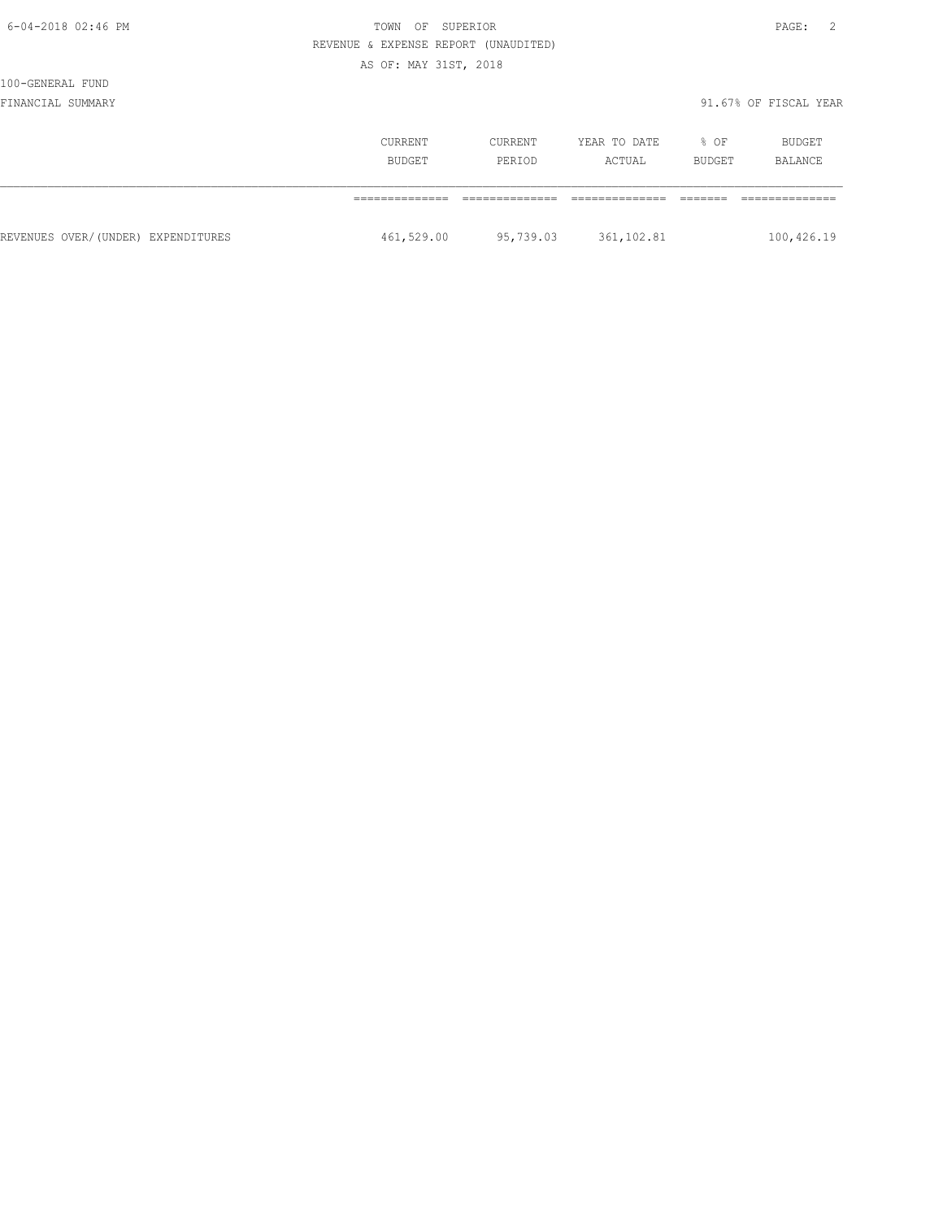100-GENERAL FUND

FINANCIAL SUMMARY

91.67% OF FISCAL YEAR

| | CURRENT BUDGET | CURRENT PERIOD | YEAR TO DATE ACTUAL | % OF BUDGET | BUDGET BALANCE |
|---|---|---|---|---|---|
| REVENUES OVER/(UNDER) EXPENDITURES | 461,529.00 | 95,739.03 | 361,102.81 | | 100,426.19 |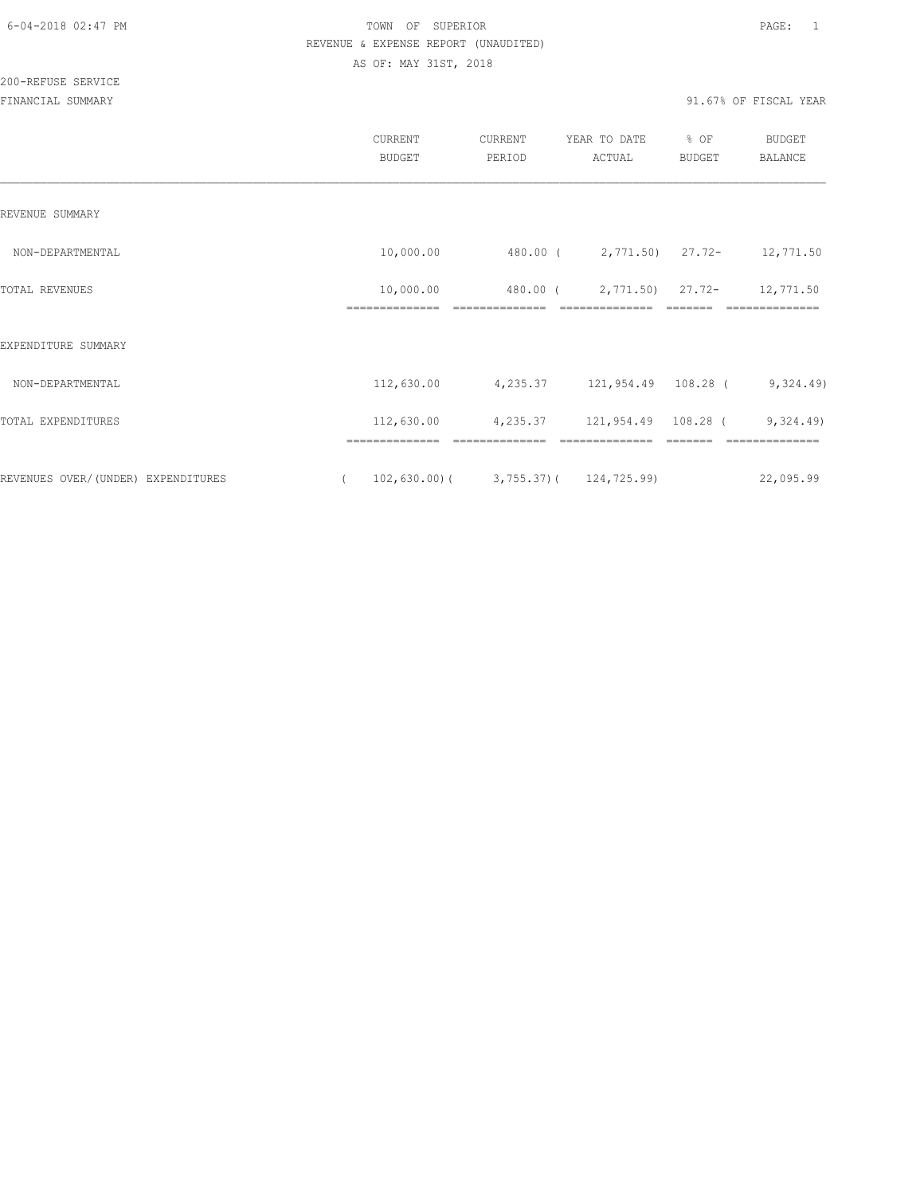TOWN OF SUPERIOR

REVENUE & EXPENSE REPORT (UNAUDITED)

AS OF: MAY 31ST, 2018

200-REFUSE SERVICE

FINANCIAL SUMMARY

91.67% OF FISCAL YEAR

| | CURRENT BUDGET | CURRENT PERIOD | YEAR TO DATE ACTUAL | % OF BUDGET | BUDGET BALANCE |
|---|---|---|---|---|---|
| REVENUE SUMMARY | | | | | |
| NON-DEPARTMENTAL | 10,000.00 | 480.00 | ( 2,771.50) | 27.72- | 12,771.50 |
| TOTAL REVENUES | 10,000.00 | 480.00 | ( 2,771.50) | 27.72- | 12,771.50 |
| EXPENDITURE SUMMARY | | | | | |
| NON-DEPARTMENTAL | 112,630.00 | 4,235.37 | 121,954.49 | 108.28 | ( 9,324.49) |
| TOTAL EXPENDITURES | 112,630.00 | 4,235.37 | 121,954.49 | 108.28 | ( 9,324.49) |
| REVENUES OVER/(UNDER) EXPENDITURES | ( 102,630.00) | ( 3,755.37) | ( 124,725.99) | | 22,095.99 |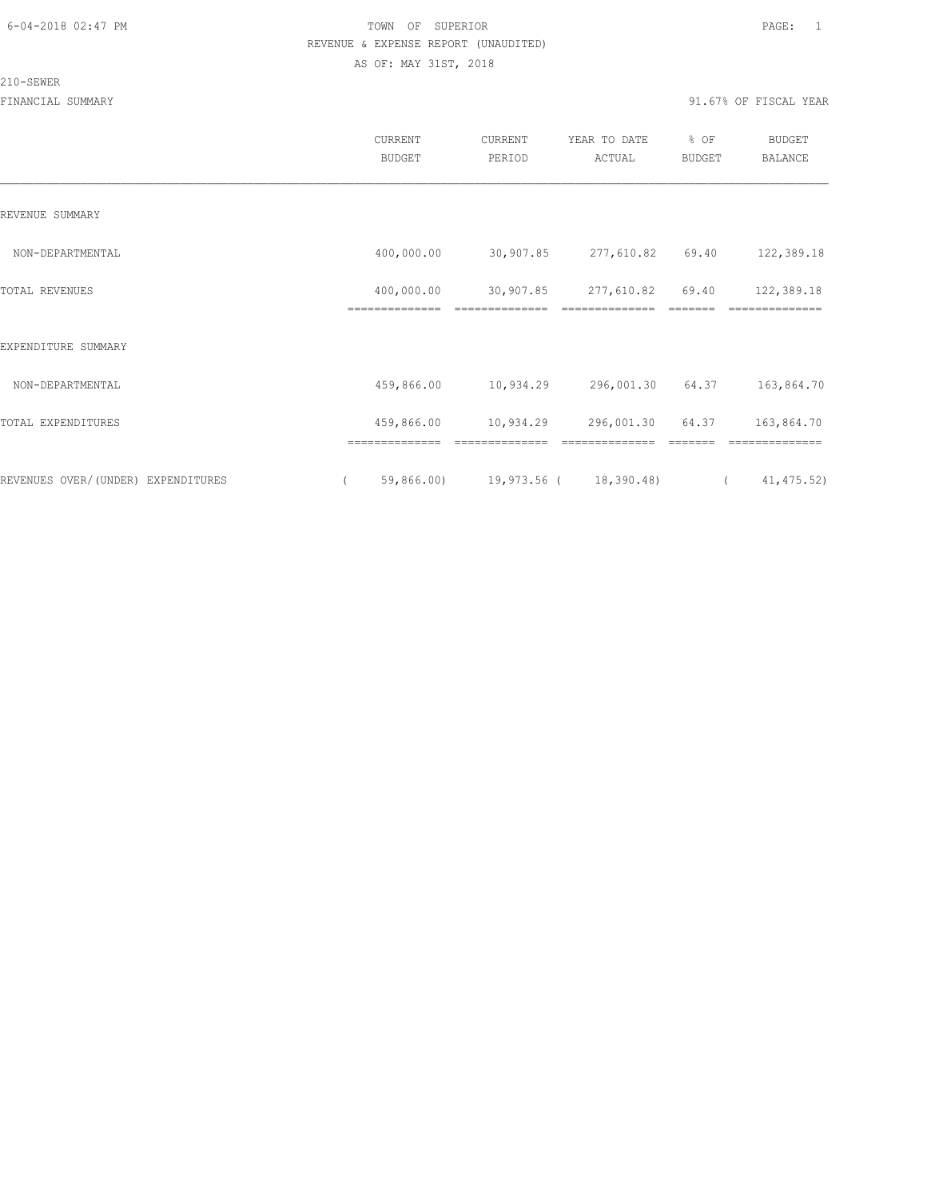6-04-2018 02:47 PM TOWN OF SUPERIOR

REVENUE & EXPENSE REPORT (UNAUDITED)

AS OF: MAY 31ST, 2018

210-SEWER

FINANCIAL SUMMARY 91.67% OF FISCAL YEAR

| | CURRENT BUDGET | CURRENT PERIOD | YEAR TO DATE ACTUAL | % OF BUDGET | BUDGET BALANCE |
|---|---|---|---|---|---|
| REVENUE SUMMARY | | | | | |
| NON-DEPARTMENTAL | 400,000.00 | 30,907.85 | 277,610.82 | 69.40 | 122,389.18 |
| TOTAL REVENUES | 400,000.00 | 30,907.85 | 277,610.82 | 69.40 | 122,389.18 |
| EXPENDITURE SUMMARY | | | | | |
| NON-DEPARTMENTAL | 459,866.00 | 10,934.29 | 296,001.30 | 64.37 | 163,864.70 |
| TOTAL EXPENDITURES | 459,866.00 | 10,934.29 | 296,001.30 | 64.37 | 163,864.70 |
| REVENUES OVER/(UNDER) EXPENDITURES | ( 59,866.00) | 19,973.56 | ( 18,390.48) | | ( 41,475.52) |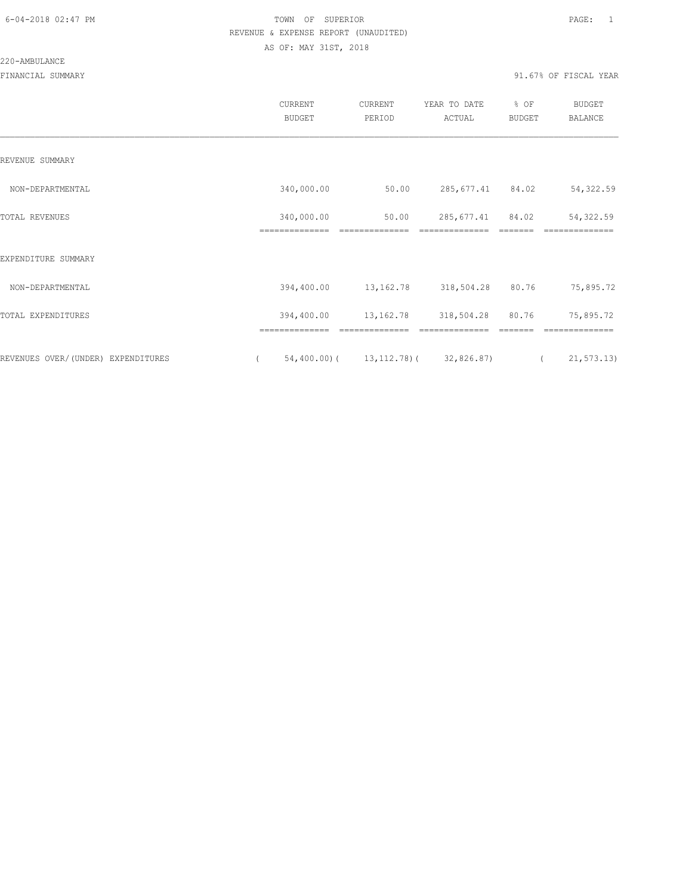TOWN OF SUPERIOR
REVENUE & EXPENSE REPORT (UNAUDITED)
AS OF: MAY 31ST, 2018

220-AMBULANCE

FINANCIAL SUMMARY — 91.67% OF FISCAL YEAR

| | CURRENT BUDGET | CURRENT PERIOD | YEAR TO DATE ACTUAL | % OF BUDGET | BUDGET BALANCE |
|---|---|---|---|---|---|
| REVENUE SUMMARY | | | | | |
| NON-DEPARTMENTAL | 340,000.00 | 50.00 | 285,677.41 | 84.02 | 54,322.59 |
| TOTAL REVENUES | 340,000.00 | 50.00 | 285,677.41 | 84.02 | 54,322.59 |
| EXPENDITURE SUMMARY | | | | | |
| NON-DEPARTMENTAL | 394,400.00 | 13,162.78 | 318,504.28 | 80.76 | 75,895.72 |
| TOTAL EXPENDITURES | 394,400.00 | 13,162.78 | 318,504.28 | 80.76 | 75,895.72 |
| REVENUES OVER/(UNDER) EXPENDITURES | ( 54,400.00) | ( 13,112.78) | ( 32,826.87) | | ( 21,573.13) |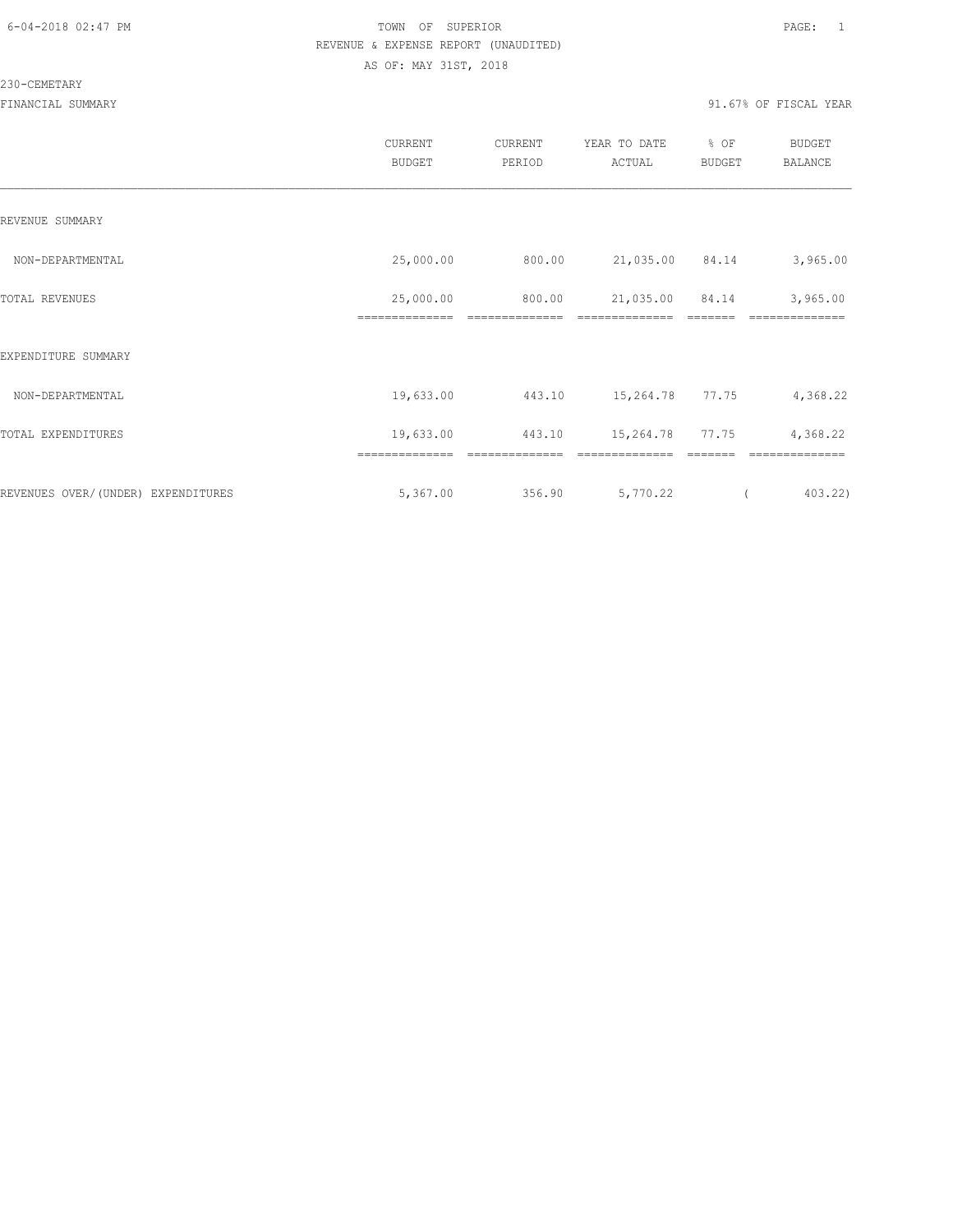6-04-2018 02:47 PM TOWN OF SUPERIOR PAGE: 1

REVENUE & EXPENSE REPORT (UNAUDITED)

AS OF: MAY 31ST, 2018

230-CEMETARY

FINANCIAL SUMMARY 91.67% OF FISCAL YEAR

| | CURRENT BUDGET | CURRENT PERIOD | YEAR TO DATE ACTUAL | % OF BUDGET | BUDGET BALANCE |
|---|---|---|---|---|---|
| REVENUE SUMMARY | | | | | |
| NON-DEPARTMENTAL | 25,000.00 | 800.00 | 21,035.00 | 84.14 | 3,965.00 |
| TOTAL REVENUES | 25,000.00 | 800.00 | 21,035.00 | 84.14 | 3,965.00 |
| EXPENDITURE SUMMARY | | | | | |
| NON-DEPARTMENTAL | 19,633.00 | 443.10 | 15,264.78 | 77.75 | 4,368.22 |
| TOTAL EXPENDITURES | 19,633.00 | 443.10 | 15,264.78 | 77.75 | 4,368.22 |
| REVENUES OVER/(UNDER) EXPENDITURES | 5,367.00 | 356.90 | 5,770.22 | | ( 403.22) |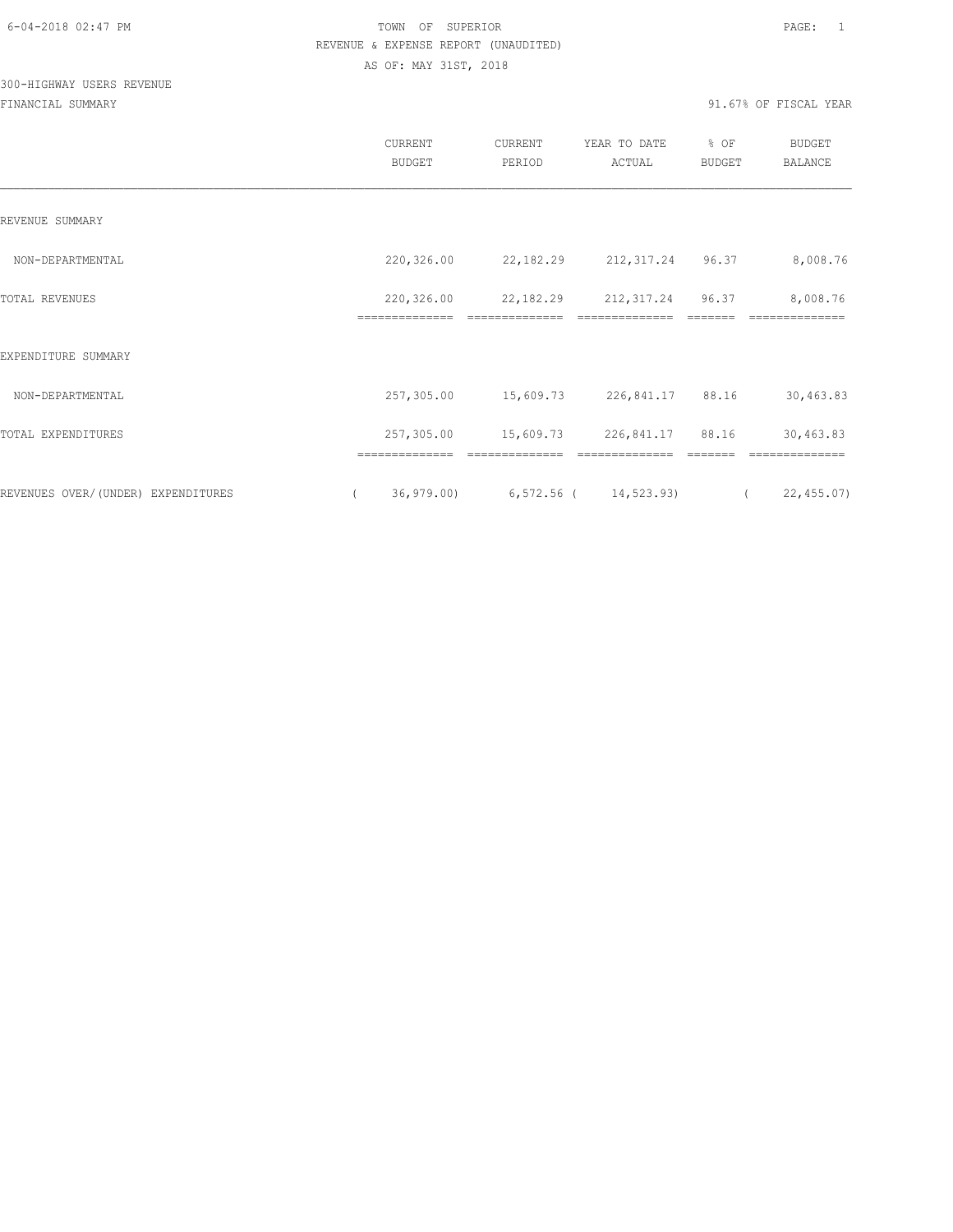TOWN OF SUPERIOR

REVENUE & EXPENSE REPORT (UNAUDITED)

AS OF: MAY 31ST, 2018

300-HIGHWAY USERS REVENUE

FINANCIAL SUMMARY

91.67% OF FISCAL YEAR

| | CURRENT BUDGET | CURRENT PERIOD | YEAR TO DATE ACTUAL | % OF BUDGET | BUDGET BALANCE |
|---|---|---|---|---|---|
| REVENUE SUMMARY | | | | | |
| NON-DEPARTMENTAL | 220,326.00 | 22,182.29 | 212,317.24 | 96.37 | 8,008.76 |
| TOTAL REVENUES | 220,326.00 | 22,182.29 | 212,317.24 | 96.37 | 8,008.76 |
| EXPENDITURE SUMMARY | | | | | |
| NON-DEPARTMENTAL | 257,305.00 | 15,609.73 | 226,841.17 | 88.16 | 30,463.83 |
| TOTAL EXPENDITURES | 257,305.00 | 15,609.73 | 226,841.17 | 88.16 | 30,463.83 |
| REVENUES OVER/(UNDER) EXPENDITURES | ( 36,979.00) | 6,572.56 | ( 14,523.93) | | ( 22,455.07) |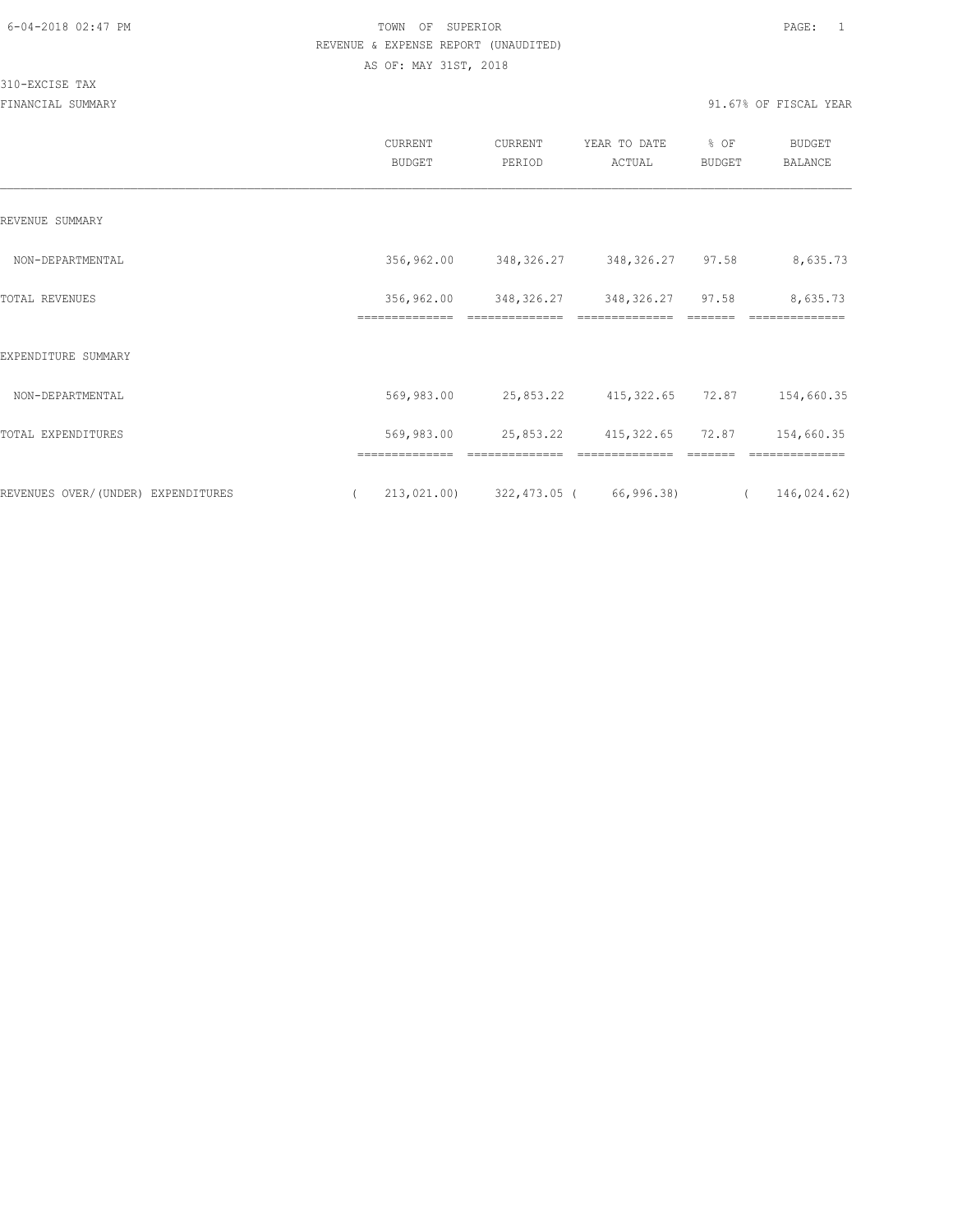TOWN OF SUPERIOR

REVENUE & EXPENSE REPORT (UNAUDITED)

AS OF: MAY 31ST, 2018

310-EXCISE TAX

FINANCIAL SUMMARY

91.67% OF FISCAL YEAR

| | CURRENT BUDGET | CURRENT PERIOD | YEAR TO DATE ACTUAL | % OF BUDGET | BUDGET BALANCE |
|---|---|---|---|---|---|
| REVENUE SUMMARY | | | | | |
| NON-DEPARTMENTAL | 356,962.00 | 348,326.27 | 348,326.27 | 97.58 | 8,635.73 |
| TOTAL REVENUES | 356,962.00 | 348,326.27 | 348,326.27 | 97.58 | 8,635.73 |
| EXPENDITURE SUMMARY | | | | | |
| NON-DEPARTMENTAL | 569,983.00 | 25,853.22 | 415,322.65 | 72.87 | 154,660.35 |
| TOTAL EXPENDITURES | 569,983.00 | 25,853.22 | 415,322.65 | 72.87 | 154,660.35 |
| REVENUES OVER/(UNDER) EXPENDITURES | ( 213,021.00) | 322,473.05 | ( 66,996.38) | | ( 146,024.62) |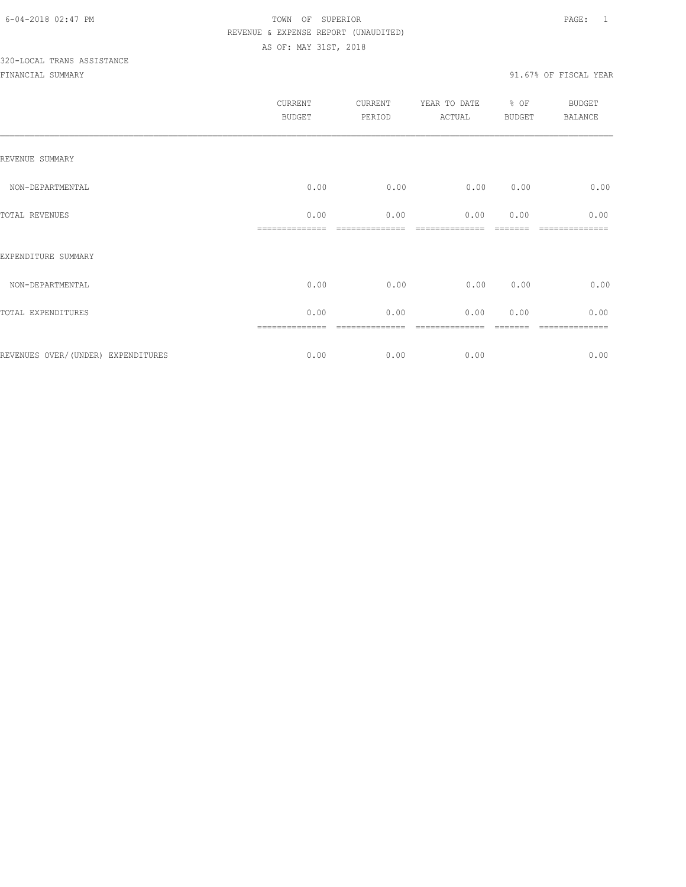6-04-2018 02:47 PM TOWN OF SUPERIOR PAGE: 1

REVENUE & EXPENSE REPORT (UNAUDITED)

AS OF: MAY 31ST, 2018

320-LOCAL TRANS ASSISTANCE

FINANCIAL SUMMARY 91.67% OF FISCAL YEAR

| | CURRENT BUDGET | CURRENT PERIOD | YEAR TO DATE ACTUAL | % OF BUDGET | BUDGET BALANCE |
|---|---|---|---|---|---|
| REVENUE SUMMARY | | | | | |
| NON-DEPARTMENTAL | 0.00 | 0.00 | 0.00 | 0.00 | 0.00 |
| TOTAL REVENUES | 0.00 | 0.00 | 0.00 | 0.00 | 0.00 |
| EXPENDITURE SUMMARY | | | | | |
| NON-DEPARTMENTAL | 0.00 | 0.00 | 0.00 | 0.00 | 0.00 |
| TOTAL EXPENDITURES | 0.00 | 0.00 | 0.00 | 0.00 | 0.00 |
| REVENUES OVER/(UNDER) EXPENDITURES | 0.00 | 0.00 | 0.00 | | 0.00 |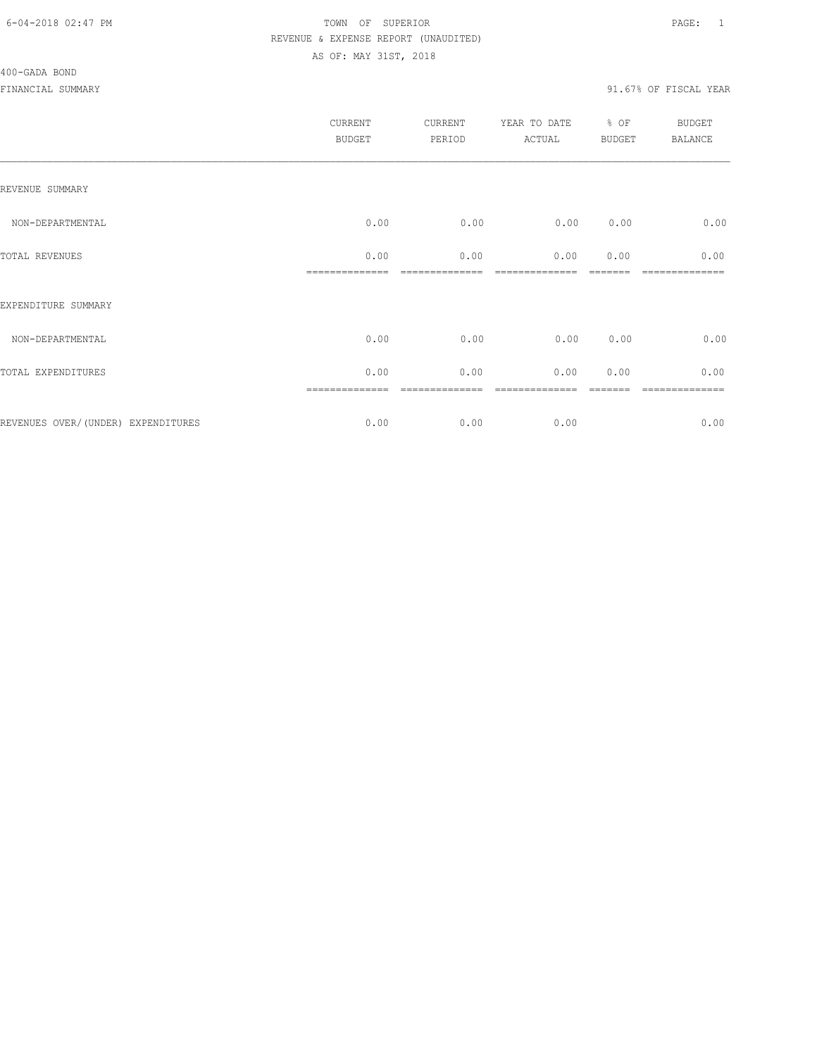TOWN OF SUPERIOR
REVENUE & EXPENSE REPORT (UNAUDITED)
AS OF: MAY 31ST, 2018

400-GADA BOND

FINANCIAL SUMMARY — 91.67% OF FISCAL YEAR

| | CURRENT BUDGET | CURRENT PERIOD | YEAR TO DATE ACTUAL | % OF BUDGET | BUDGET BALANCE |
|---|---|---|---|---|---|
| REVENUE SUMMARY | | | | | |
| NON-DEPARTMENTAL | 0.00 | 0.00 | 0.00 | 0.00 | 0.00 |
| TOTAL REVENUES | 0.00 | 0.00 | 0.00 | 0.00 | 0.00 |
| EXPENDITURE SUMMARY | | | | | |
| NON-DEPARTMENTAL | 0.00 | 0.00 | 0.00 | 0.00 | 0.00 |
| TOTAL EXPENDITURES | 0.00 | 0.00 | 0.00 | 0.00 | 0.00 |
| REVENUES OVER/(UNDER) EXPENDITURES | 0.00 | 0.00 | 0.00 | | 0.00 |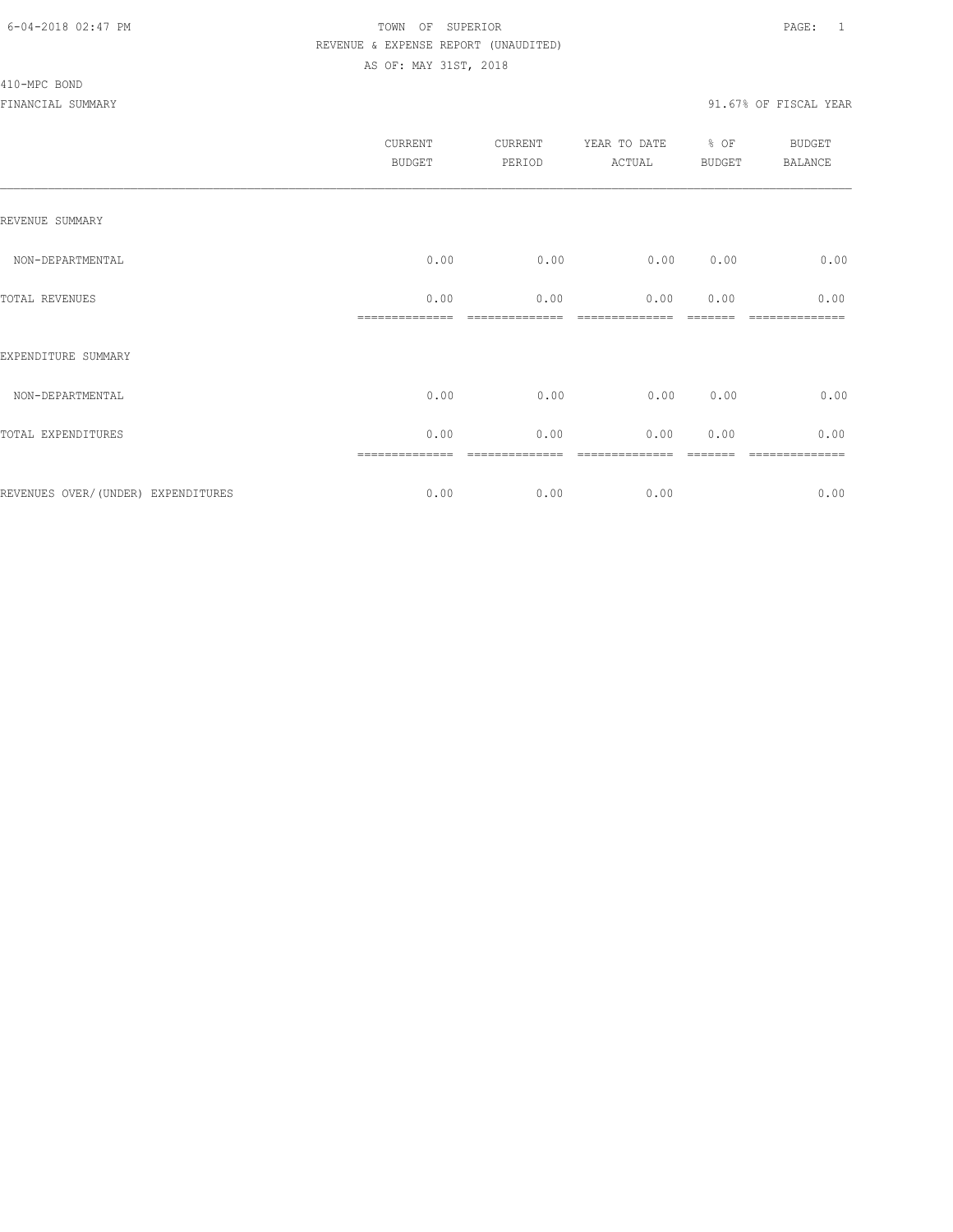TOWN OF SUPERIOR
REVENUE & EXPENSE REPORT (UNAUDITED)
AS OF: MAY 31ST, 2018

410-MPC BOND

FINANCIAL SUMMARY — 91.67% OF FISCAL YEAR

| | CURRENT BUDGET | CURRENT PERIOD | YEAR TO DATE ACTUAL | % OF BUDGET | BUDGET BALANCE |
|---|---|---|---|---|---|
| REVENUE SUMMARY | | | | | |
| NON-DEPARTMENTAL | 0.00 | 0.00 | 0.00 | 0.00 | 0.00 |
| TOTAL REVENUES | 0.00 | 0.00 | 0.00 | 0.00 | 0.00 |
| EXPENDITURE SUMMARY | | | | | |
| NON-DEPARTMENTAL | 0.00 | 0.00 | 0.00 | 0.00 | 0.00 |
| TOTAL EXPENDITURES | 0.00 | 0.00 | 0.00 | 0.00 | 0.00 |
| REVENUES OVER/(UNDER) EXPENDITURES | 0.00 | 0.00 | 0.00 | | 0.00 |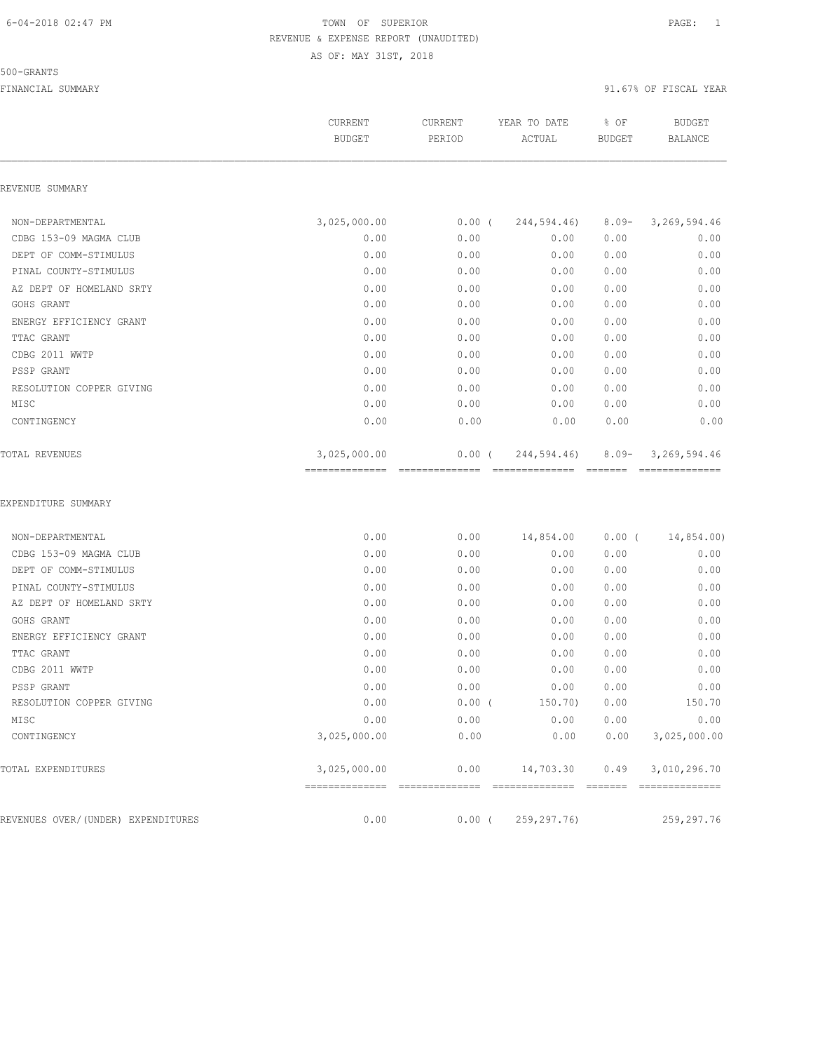6-04-2018 02:47 PM TOWN OF SUPERIOR

REVENUE & EXPENSE REPORT (UNAUDITED)

AS OF: MAY 31ST, 2018

500-GRANTS

FINANCIAL SUMMARY 91.67% OF FISCAL YEAR

| | CURRENT BUDGET | CURRENT PERIOD | YEAR TO DATE ACTUAL | % OF BUDGET | BUDGET BALANCE |
|---|---|---|---|---|---|
| **REVENUE SUMMARY** | | | | | |
| NON-DEPARTMENTAL | 3,025,000.00 | 0.00 | ( 244,594.46) | 8.09- | 3,269,594.46 |
| CDBG 153-09 MAGMA CLUB | 0.00 | 0.00 | 0.00 | 0.00 | 0.00 |
| DEPT OF COMM-STIMULUS | 0.00 | 0.00 | 0.00 | 0.00 | 0.00 |
| PINAL COUNTY-STIMULUS | 0.00 | 0.00 | 0.00 | 0.00 | 0.00 |
| AZ DEPT OF HOMELAND SRTY | 0.00 | 0.00 | 0.00 | 0.00 | 0.00 |
| GOHS GRANT | 0.00 | 0.00 | 0.00 | 0.00 | 0.00 |
| ENERGY EFFICIENCY GRANT | 0.00 | 0.00 | 0.00 | 0.00 | 0.00 |
| TTAC GRANT | 0.00 | 0.00 | 0.00 | 0.00 | 0.00 |
| CDBG 2011 WWTP | 0.00 | 0.00 | 0.00 | 0.00 | 0.00 |
| PSSP GRANT | 0.00 | 0.00 | 0.00 | 0.00 | 0.00 |
| RESOLUTION COPPER GIVING | 0.00 | 0.00 | 0.00 | 0.00 | 0.00 |
| MISC | 0.00 | 0.00 | 0.00 | 0.00 | 0.00 |
| CONTINGENCY | 0.00 | 0.00 | 0.00 | 0.00 | 0.00 |
| TOTAL REVENUES | 3,025,000.00 | 0.00 | ( 244,594.46) | 8.09- | 3,269,594.46 |
| **EXPENDITURE SUMMARY** | | | | | |
| NON-DEPARTMENTAL | 0.00 | 0.00 | 14,854.00 | 0.00 | ( 14,854.00) |
| CDBG 153-09 MAGMA CLUB | 0.00 | 0.00 | 0.00 | 0.00 | 0.00 |
| DEPT OF COMM-STIMULUS | 0.00 | 0.00 | 0.00 | 0.00 | 0.00 |
| PINAL COUNTY-STIMULUS | 0.00 | 0.00 | 0.00 | 0.00 | 0.00 |
| AZ DEPT OF HOMELAND SRTY | 0.00 | 0.00 | 0.00 | 0.00 | 0.00 |
| GOHS GRANT | 0.00 | 0.00 | 0.00 | 0.00 | 0.00 |
| ENERGY EFFICIENCY GRANT | 0.00 | 0.00 | 0.00 | 0.00 | 0.00 |
| TTAC GRANT | 0.00 | 0.00 | 0.00 | 0.00 | 0.00 |
| CDBG 2011 WWTP | 0.00 | 0.00 | 0.00 | 0.00 | 0.00 |
| PSSP GRANT | 0.00 | 0.00 | 0.00 | 0.00 | 0.00 |
| RESOLUTION COPPER GIVING | 0.00 | 0.00 | ( 150.70) | 0.00 | 150.70 |
| MISC | 0.00 | 0.00 | 0.00 | 0.00 | 0.00 |
| CONTINGENCY | 3,025,000.00 | 0.00 | 0.00 | 0.00 | 3,025,000.00 |
| TOTAL EXPENDITURES | 3,025,000.00 | 0.00 | 14,703.30 | 0.49 | 3,010,296.70 |
| REVENUES OVER/(UNDER) EXPENDITURES | 0.00 | 0.00 | ( 259,297.76) | | 259,297.76 |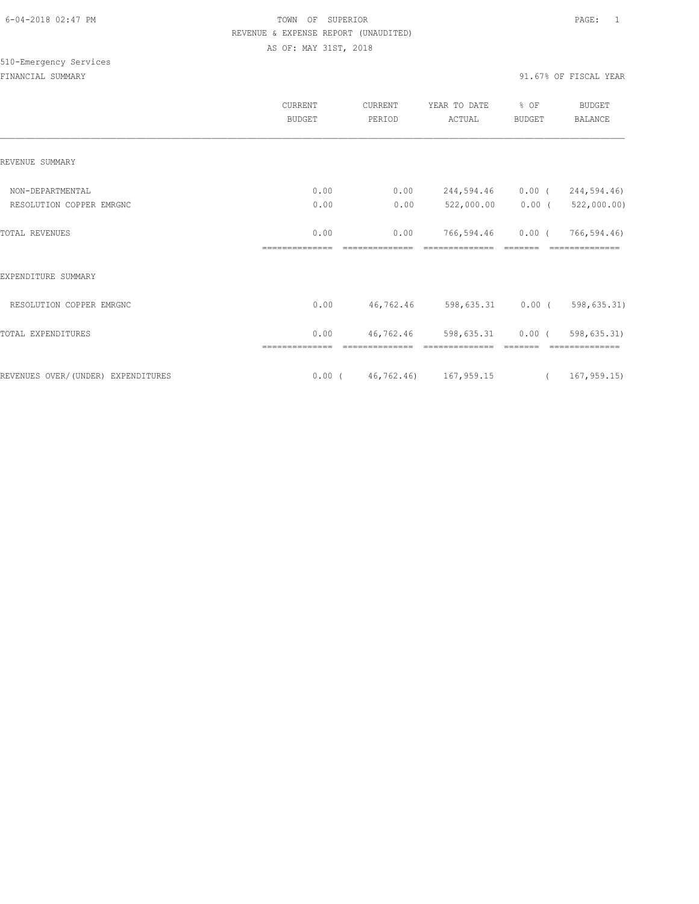TOWN OF SUPERIOR
REVENUE & EXPENSE REPORT (UNAUDITED)
AS OF: MAY 31ST, 2018

510-Emergency Services

FINANCIAL SUMMARY

91.67% OF FISCAL YEAR

| | CURRENT BUDGET | CURRENT PERIOD | YEAR TO DATE ACTUAL | % OF BUDGET | BUDGET BALANCE |
|---|---|---|---|---|---|
| REVENUE SUMMARY | | | | | |
| NON-DEPARTMENTAL | 0.00 | 0.00 | 244,594.46 | 0.00 | ( 244,594.46) |
| RESOLUTION COPPER EMRGNC | 0.00 | 0.00 | 522,000.00 | 0.00 | ( 522,000.00) |
| TOTAL REVENUES | 0.00 | 0.00 | 766,594.46 | 0.00 | ( 766,594.46) |
| EXPENDITURE SUMMARY | | | | | |
| RESOLUTION COPPER EMRGNC | 0.00 | 46,762.46 | 598,635.31 | 0.00 | ( 598,635.31) |
| TOTAL EXPENDITURES | 0.00 | 46,762.46 | 598,635.31 | 0.00 | ( 598,635.31) |
| REVENUES OVER/(UNDER) EXPENDITURES | 0.00 | ( 46,762.46) | 167,959.15 | | ( 167,959.15) |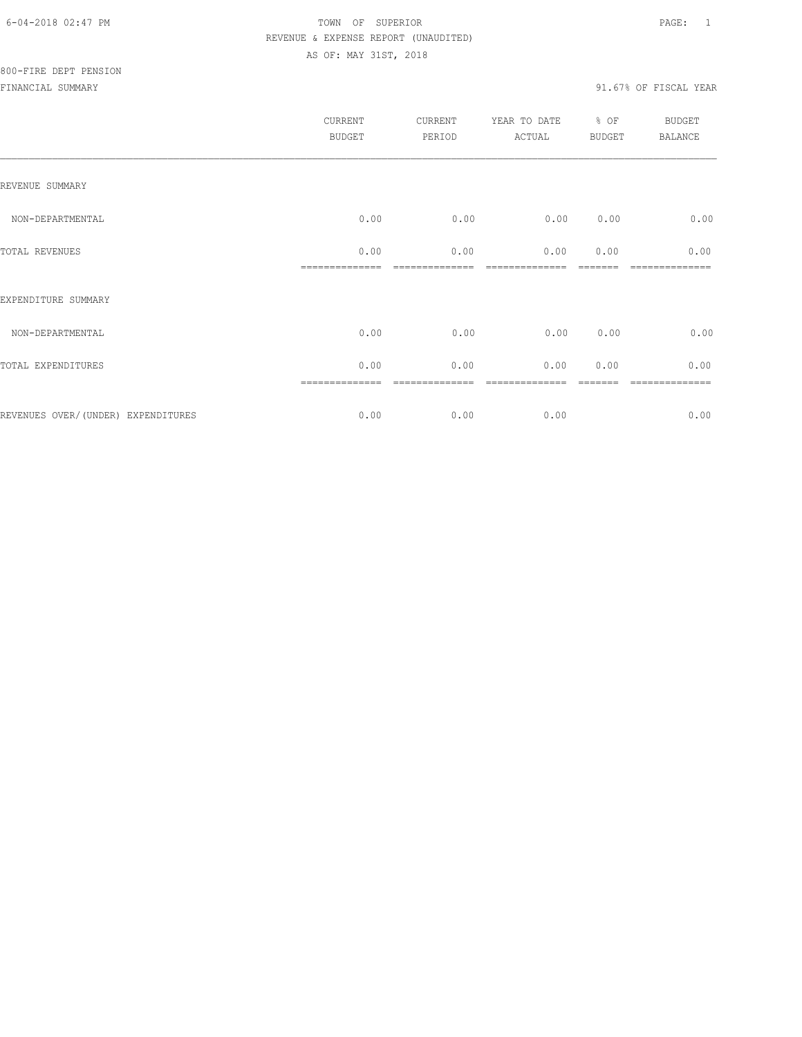TOWN OF SUPERIOR

REVENUE & EXPENSE REPORT (UNAUDITED)

AS OF: MAY 31ST, 2018

800-FIRE DEPT PENSION

FINANCIAL SUMMARY

91.67% OF FISCAL YEAR

| | CURRENT BUDGET | CURRENT PERIOD | YEAR TO DATE ACTUAL | % OF BUDGET | BUDGET BALANCE |
|---|---|---|---|---|---|
| REVENUE SUMMARY | | | | | |
| NON-DEPARTMENTAL | 0.00 | 0.00 | 0.00 | 0.00 | 0.00 |
| TOTAL REVENUES | 0.00 | 0.00 | 0.00 | 0.00 | 0.00 |
| EXPENDITURE SUMMARY | | | | | |
| NON-DEPARTMENTAL | 0.00 | 0.00 | 0.00 | 0.00 | 0.00 |
| TOTAL EXPENDITURES | 0.00 | 0.00 | 0.00 | 0.00 | 0.00 |
| REVENUES OVER/(UNDER) EXPENDITURES | 0.00 | 0.00 | 0.00 | | 0.00 |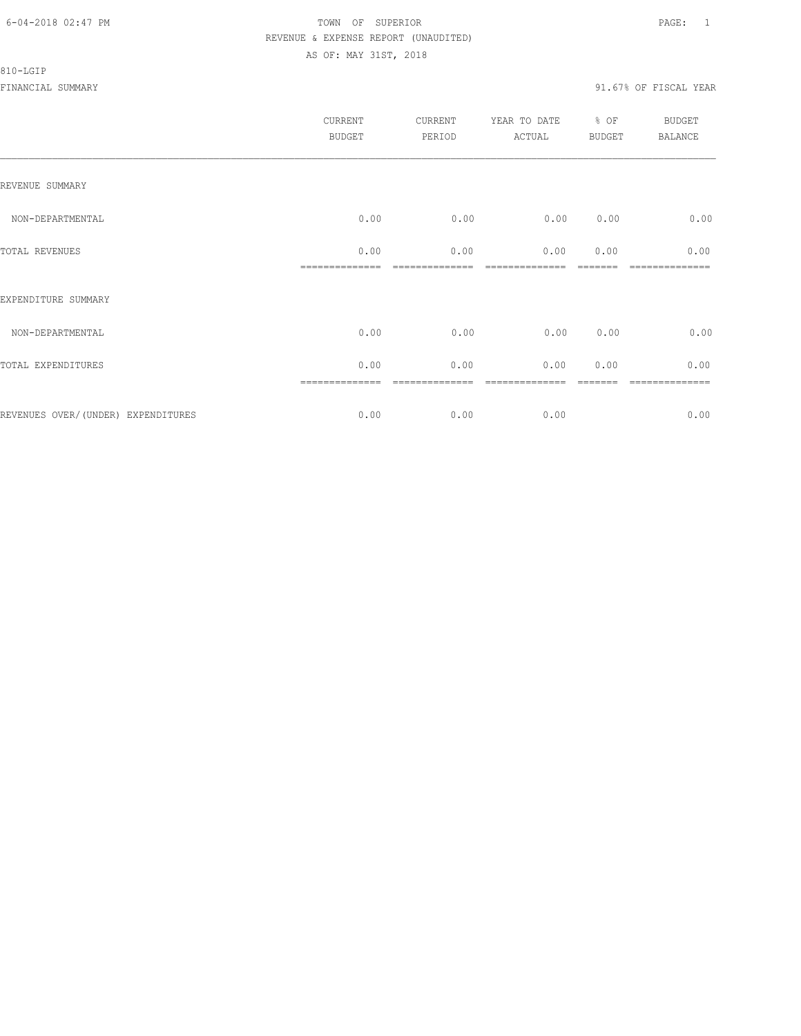6-04-2018 02:47 PM TOWN OF SUPERIOR

REVENUE & EXPENSE REPORT (UNAUDITED)

AS OF: MAY 31ST, 2018

810-LGIP

FINANCIAL SUMMARY 91.67% OF FISCAL YEAR

| | CURRENT BUDGET | CURRENT PERIOD | YEAR TO DATE ACTUAL | % OF BUDGET | BUDGET BALANCE |
|---|---|---|---|---|---|
| REVENUE SUMMARY | | | | | |
| NON-DEPARTMENTAL | 0.00 | 0.00 | 0.00 | 0.00 | 0.00 |
| TOTAL REVENUES | 0.00 | 0.00 | 0.00 | 0.00 | 0.00 |
| EXPENDITURE SUMMARY | | | | | |
| NON-DEPARTMENTAL | 0.00 | 0.00 | 0.00 | 0.00 | 0.00 |
| TOTAL EXPENDITURES | 0.00 | 0.00 | 0.00 | 0.00 | 0.00 |
| REVENUES OVER/(UNDER) EXPENDITURES | 0.00 | 0.00 | 0.00 | | 0.00 |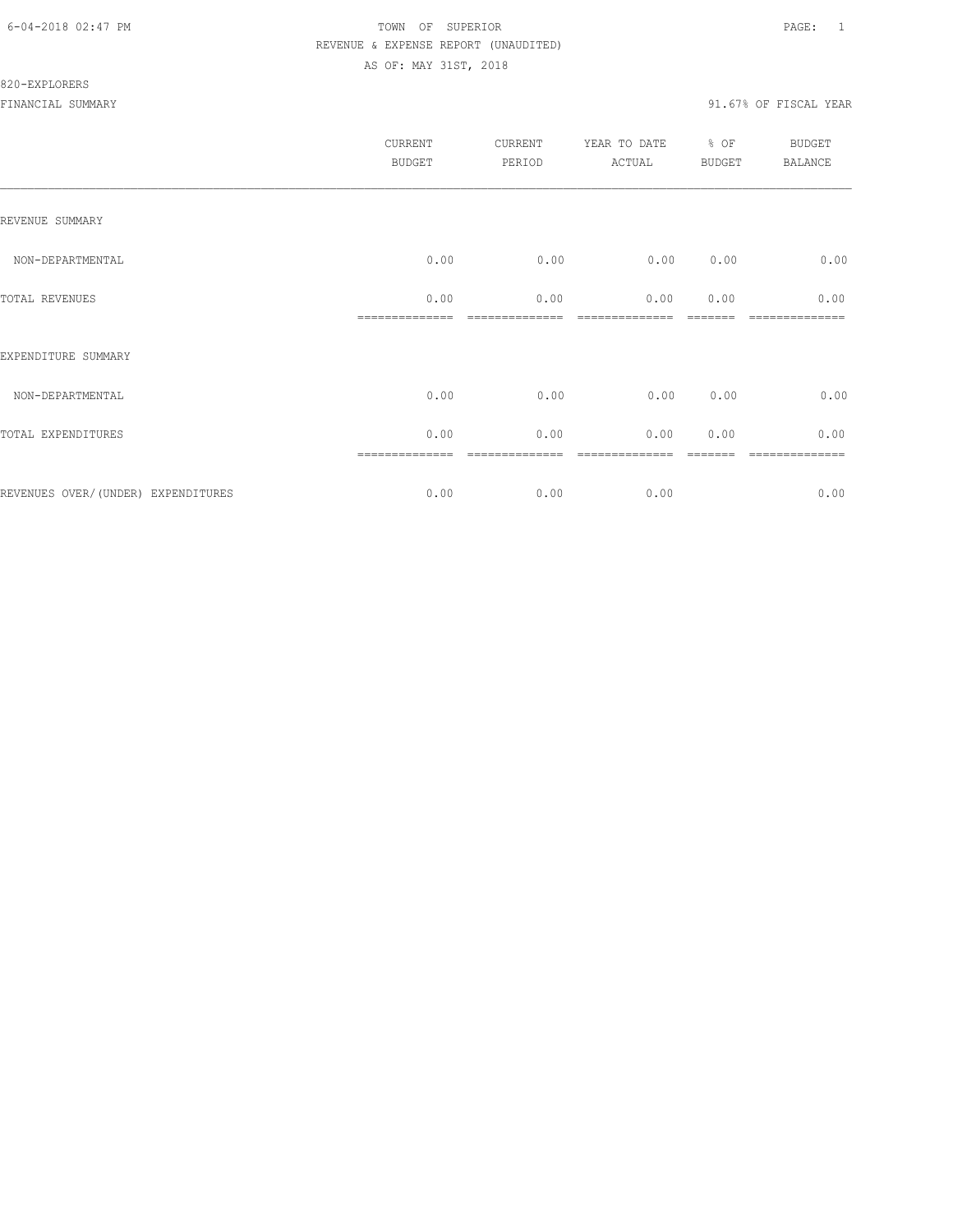TOWN OF SUPERIOR
REVENUE & EXPENSE REPORT (UNAUDITED)
AS OF: MAY 31ST, 2018

820-EXPLORERS

FINANCIAL SUMMARY — 91.67% OF FISCAL YEAR

| | CURRENT BUDGET | CURRENT PERIOD | YEAR TO DATE ACTUAL | % OF BUDGET | BUDGET BALANCE |
|---|---|---|---|---|---|
| REVENUE SUMMARY | | | | | |
| NON-DEPARTMENTAL | 0.00 | 0.00 | 0.00 | 0.00 | 0.00 |
| TOTAL REVENUES | 0.00 | 0.00 | 0.00 | 0.00 | 0.00 |
| EXPENDITURE SUMMARY | | | | | |
| NON-DEPARTMENTAL | 0.00 | 0.00 | 0.00 | 0.00 | 0.00 |
| TOTAL EXPENDITURES | 0.00 | 0.00 | 0.00 | 0.00 | 0.00 |
| REVENUES OVER/(UNDER) EXPENDITURES | 0.00 | 0.00 | 0.00 | | 0.00 |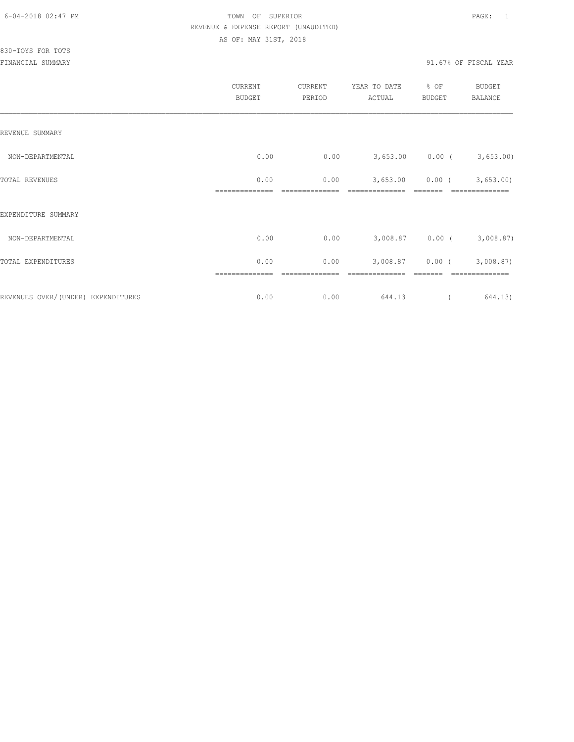TOWN OF SUPERIOR
REVENUE & EXPENSE REPORT (UNAUDITED)
AS OF: MAY 31ST, 2018

830-TOYS FOR TOTS
FINANCIAL SUMMARY

91.67% OF FISCAL YEAR

| | CURRENT BUDGET | CURRENT PERIOD | YEAR TO DATE ACTUAL | % OF BUDGET | BUDGET BALANCE |
|---|---|---|---|---|---|
| REVENUE SUMMARY | | | | | |
| NON-DEPARTMENTAL | 0.00 | 0.00 | 3,653.00 | 0.00 | ( 3,653.00) |
| TOTAL REVENUES | 0.00 | 0.00 | 3,653.00 | 0.00 | ( 3,653.00) |
| EXPENDITURE SUMMARY | | | | | |
| NON-DEPARTMENTAL | 0.00 | 0.00 | 3,008.87 | 0.00 | ( 3,008.87) |
| TOTAL EXPENDITURES | 0.00 | 0.00 | 3,008.87 | 0.00 | ( 3,008.87) |
| REVENUES OVER/(UNDER) EXPENDITURES | 0.00 | 0.00 | 644.13 | | ( 644.13) |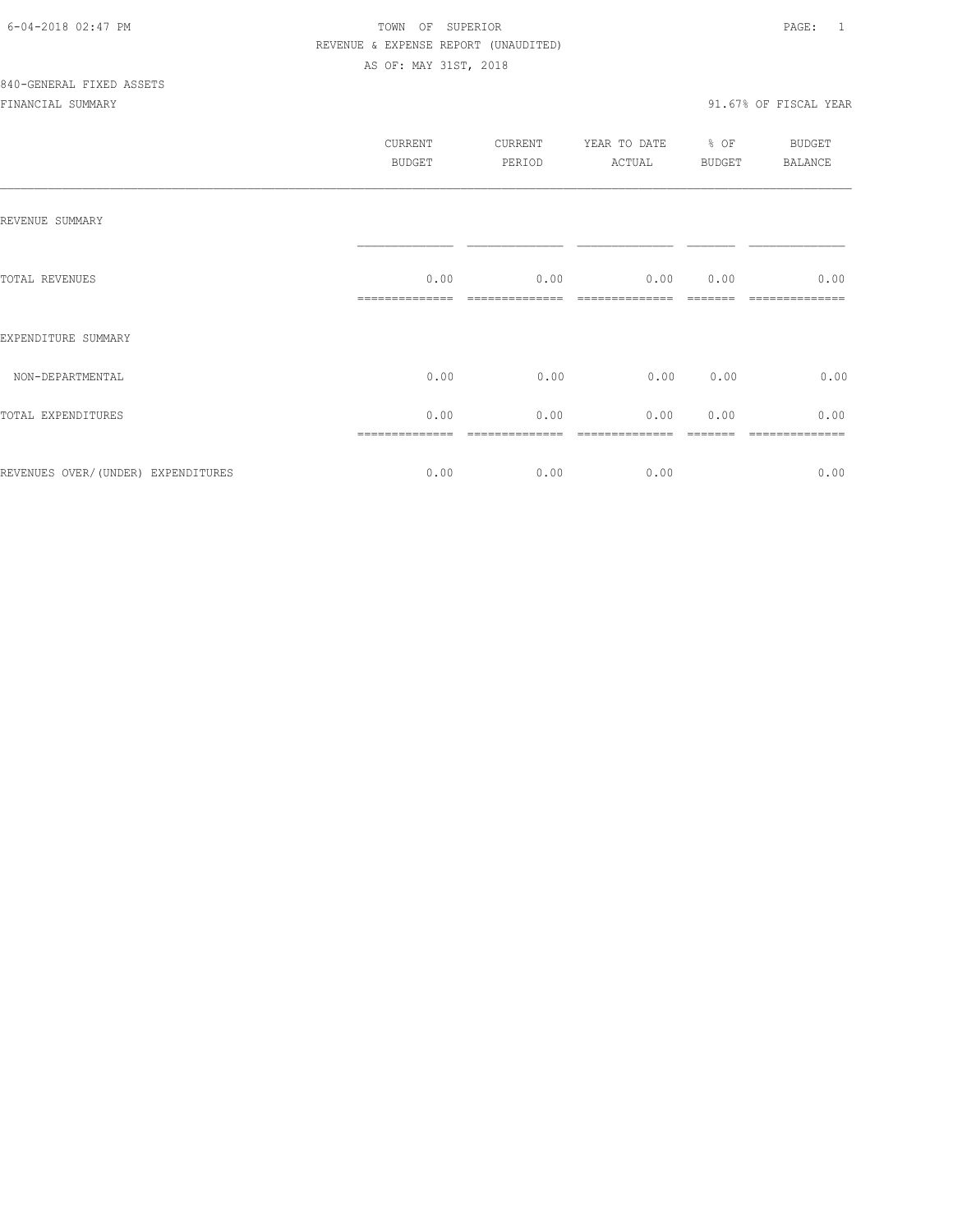TOWN OF SUPERIOR

REVENUE & EXPENSE REPORT (UNAUDITED)

AS OF: MAY 31ST, 2018

840-GENERAL FIXED ASSETS

FINANCIAL SUMMARY

91.67% OF FISCAL YEAR

| | CURRENT BUDGET | CURRENT PERIOD | YEAR TO DATE ACTUAL | % OF BUDGET | BUDGET BALANCE |
|---|---|---|---|---|---|
| REVENUE SUMMARY | | | | | |
| TOTAL REVENUES | 0.00 | 0.00 | 0.00 | 0.00 | 0.00 |
| EXPENDITURE SUMMARY | | | | | |
| NON-DEPARTMENTAL | 0.00 | 0.00 | 0.00 | 0.00 | 0.00 |
| TOTAL EXPENDITURES | 0.00 | 0.00 | 0.00 | 0.00 | 0.00 |
| REVENUES OVER/(UNDER) EXPENDITURES | 0.00 | 0.00 | 0.00 | | 0.00 |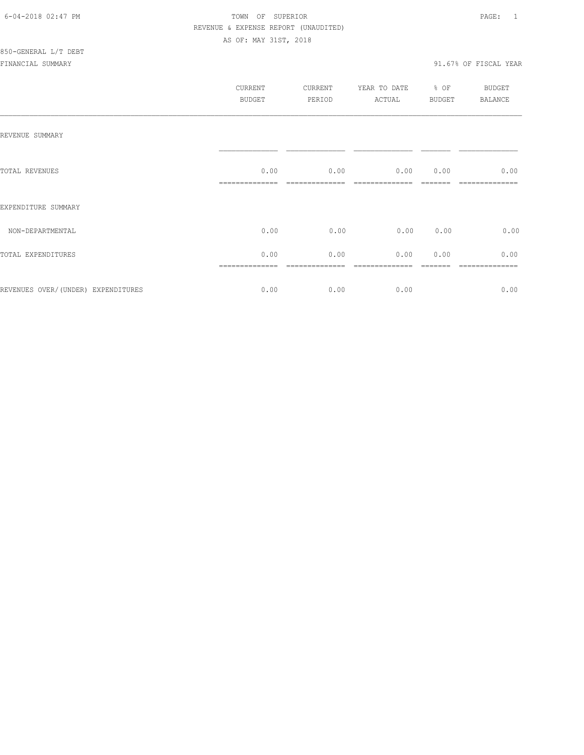6-04-2018 02:47 PM TOWN OF SUPERIOR PAGE: 1

REVENUE & EXPENSE REPORT (UNAUDITED)

AS OF: MAY 31ST, 2018

850-GENERAL L/T DEBT

FINANCIAL SUMMARY 91.67% OF FISCAL YEAR

| | CURRENT BUDGET | CURRENT PERIOD | YEAR TO DATE ACTUAL | % OF BUDGET | BUDGET BALANCE |
|---|---|---|---|---|---|
| REVENUE SUMMARY | | | | | |
| TOTAL REVENUES | 0.00 | 0.00 | 0.00 | 0.00 | 0.00 |
| EXPENDITURE SUMMARY | | | | | |
| NON-DEPARTMENTAL | 0.00 | 0.00 | 0.00 | 0.00 | 0.00 |
| TOTAL EXPENDITURES | 0.00 | 0.00 | 0.00 | 0.00 | 0.00 |
| REVENUES OVER/(UNDER) EXPENDITURES | 0.00 | 0.00 | 0.00 | | 0.00 |